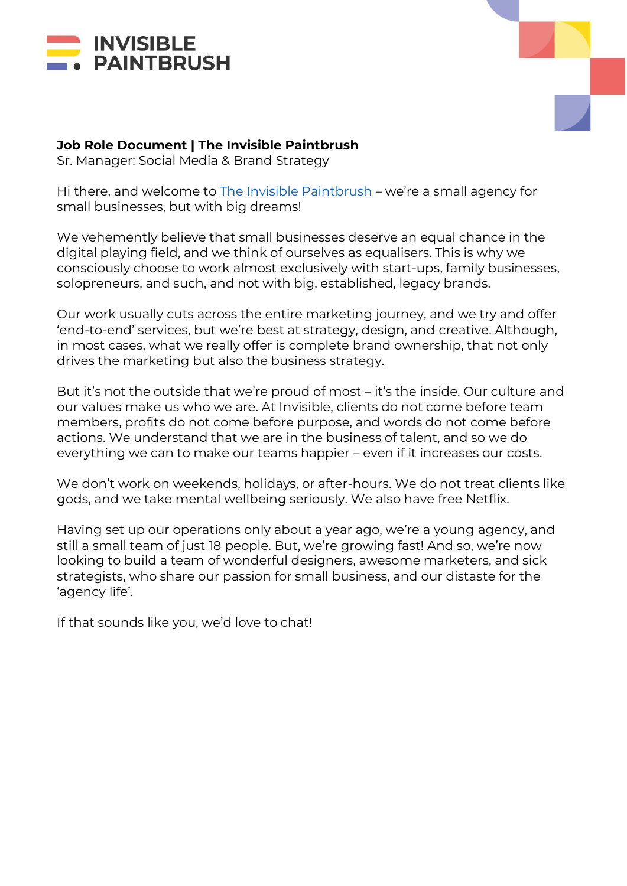INVISIBLE PAINTBRUSH

**Job Role Document | The Invisible Paintbrush**
Sr. Manager: Social Media & Brand Strategy

Hi there, and welcome to The Invisible Paintbrush – we're a small agency for small businesses, but with big dreams!

We vehemently believe that small businesses deserve an equal chance in the digital playing field, and we think of ourselves as equalisers. This is why we consciously choose to work almost exclusively with start-ups, family businesses, solopreneurs, and such, and not with big, established, legacy brands.

Our work usually cuts across the entire marketing journey, and we try and offer 'end-to-end' services, but we're best at strategy, design, and creative. Although, in most cases, what we really offer is complete brand ownership, that not only drives the marketing but also the business strategy.

But it's not the outside that we're proud of most – it's the inside. Our culture and our values make us who we are. At Invisible, clients do not come before team members, profits do not come before purpose, and words do not come before actions. We understand that we are in the business of talent, and so we do everything we can to make our teams happier – even if it increases our costs.

We don't work on weekends, holidays, or after-hours. We do not treat clients like gods, and we take mental wellbeing seriously. We also have free Netflix.

Having set up our operations only about a year ago, we're a young agency, and still a small team of just 18 people. But, we're growing fast! And so, we're now looking to build a team of wonderful designers, awesome marketers, and sick strategists, who share our passion for small business, and our distaste for the 'agency life'.

If that sounds like you, we'd love to chat!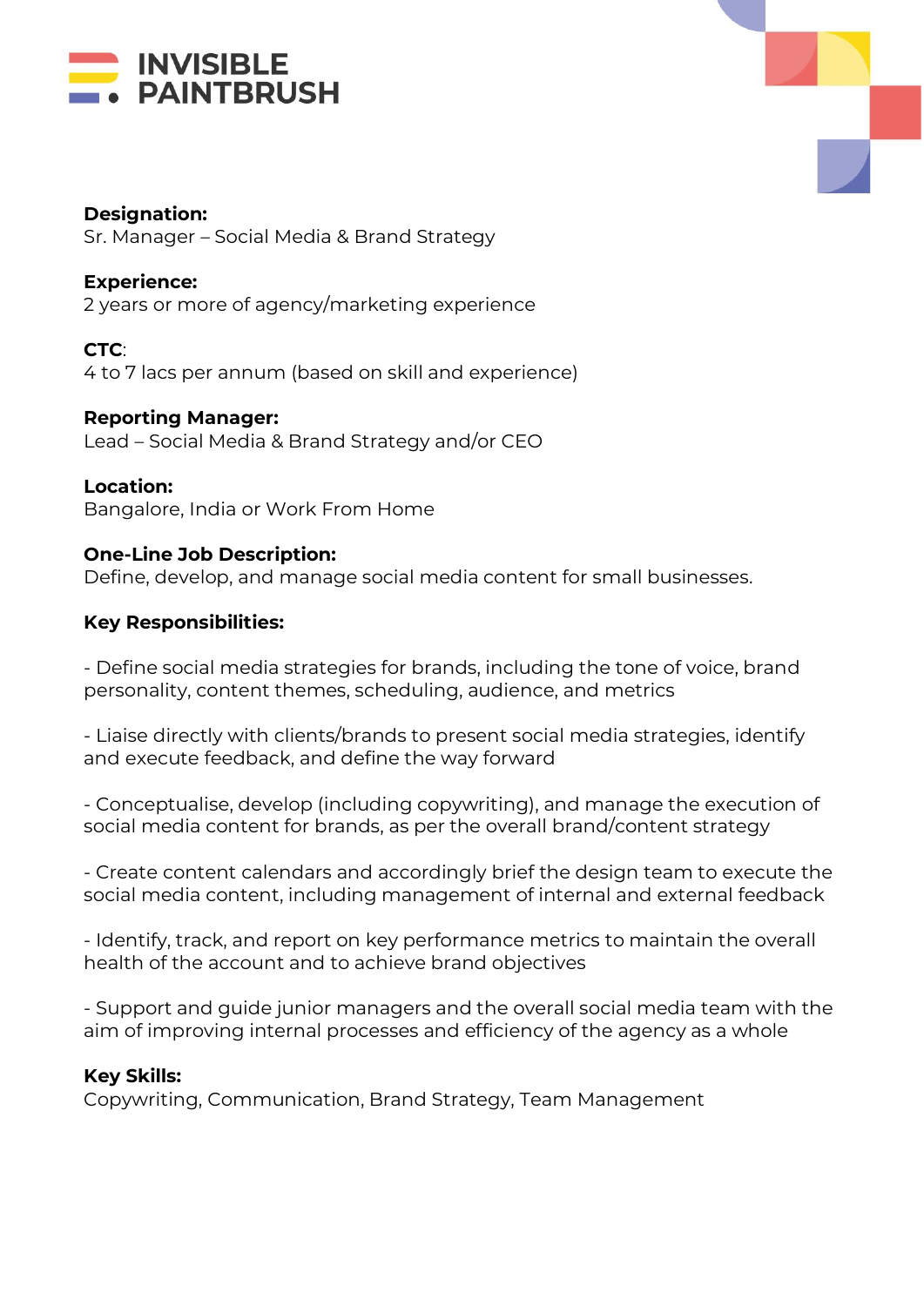INVISIBLE PAINTBRUSH

**Designation:**
Sr. Manager – Social Media & Brand Strategy

**Experience:**
2 years or more of agency/marketing experience

**CTC**:
4 to 7 lacs per annum (based on skill and experience)

**Reporting Manager:**
Lead – Social Media & Brand Strategy and/or CEO

**Location:**
Bangalore, India or Work From Home

**One-Line Job Description:**
Define, develop, and manage social media content for small businesses.

**Key Responsibilities:**

- Define social media strategies for brands, including the tone of voice, brand personality, content themes, scheduling, audience, and metrics

- Liaise directly with clients/brands to present social media strategies, identify and execute feedback, and define the way forward

- Conceptualise, develop (including copywriting), and manage the execution of social media content for brands, as per the overall brand/content strategy

- Create content calendars and accordingly brief the design team to execute the social media content, including management of internal and external feedback

- Identify, track, and report on key performance metrics to maintain the overall health of the account and to achieve brand objectives

- Support and guide junior managers and the overall social media team with the aim of improving internal processes and efficiency of the agency as a whole

**Key Skills:**
Copywriting, Communication, Brand Strategy, Team Management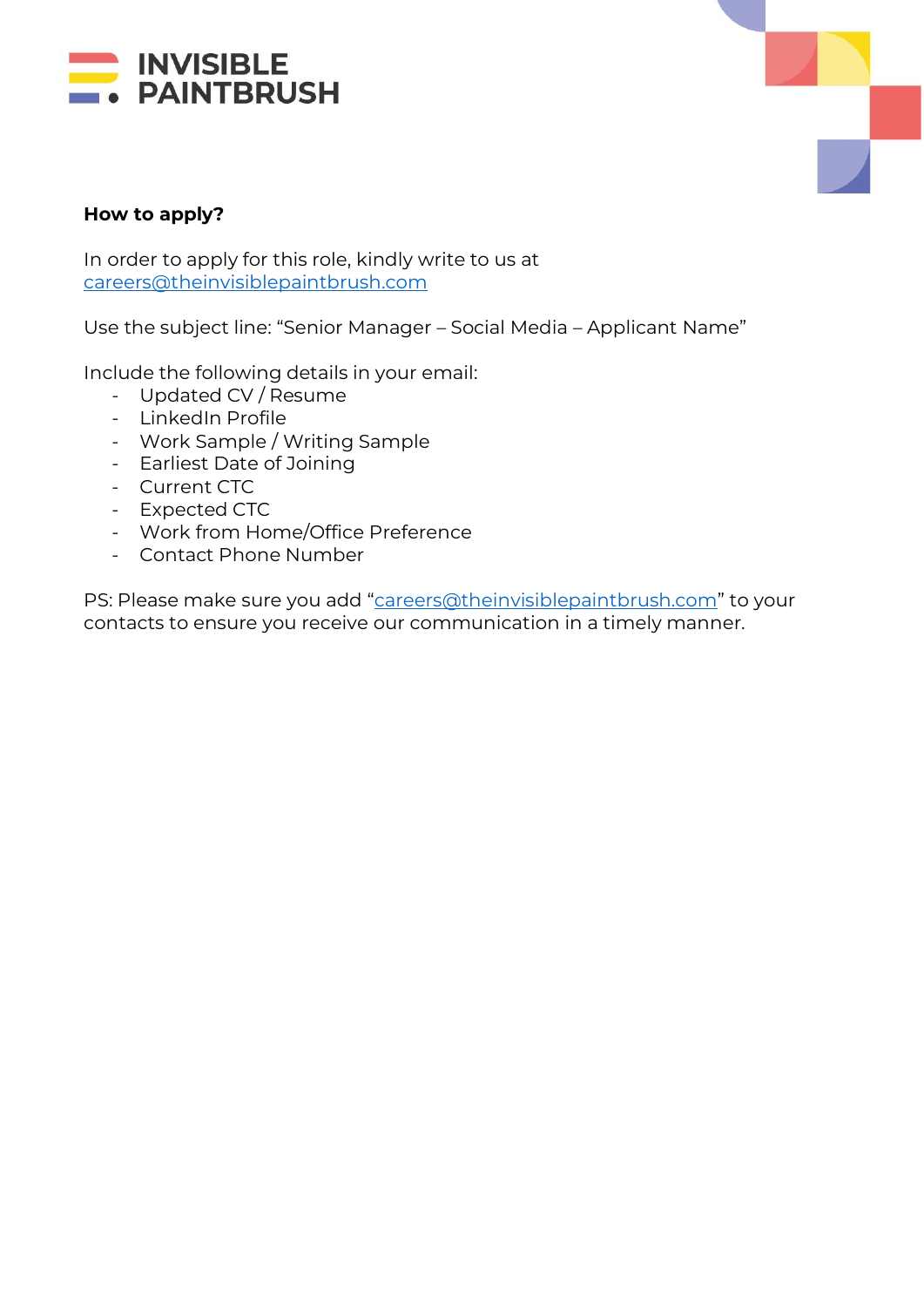**How to apply?**

In order to apply for this role, kindly write to us at
careers@theinvisiblepaintbrush.com

Use the subject line: "Senior Manager – Social Media – Applicant Name"

Include the following details in your email:

- Updated CV / Resume
- LinkedIn Profile
- Work Sample / Writing Sample
- Earliest Date of Joining
- Current CTC
- Expected CTC
- Work from Home/Office Preference
- Contact Phone Number

PS: Please make sure you add "careers@theinvisiblepaintbrush.com" to your contacts to ensure you receive our communication in a timely manner.